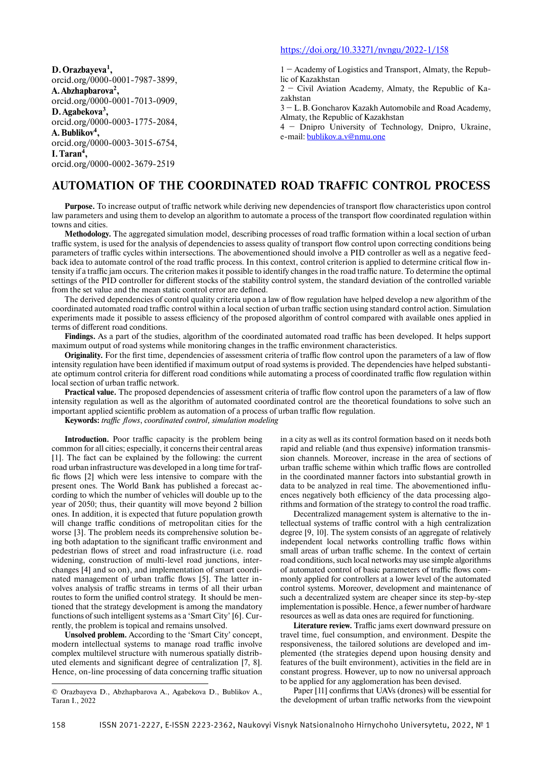https://doi.org/10.33271/nvngu/2022-1/158

**D. Orazbayeva**[1],
orcid.org/0000-0001-7987-3899,
**A. Abzhapbarova**[2],
orcid.org/0000-0001-7013-0909,
**D. Agabekova**[3],
orcid.org/0000-0003-1775-2084,
**A. Bublikov**[4],
orcid.org/0000-0003-3015-6754,
**I. Taran**[4],
orcid.org/0000-0002-3679-2519

1 – Academy of Logistics and Transport, Almaty, the Republic of Kazakhstan
2 – Civil Aviation Academy, Almaty, the Republic of Kazakhstan
3 – L. B. Goncharov Kazakh Automobile and Road Academy, Almaty, the Republic of Kazakhstan
4 – Dnipro University of Technology, Dnipro, Ukraine, e-mail: bublikov.a.v@nmu.one

# AUTOMATION OF THE COORDINATED ROAD TRAFFIC CONTROL PROCESS

**Purpose.** To increase output of traffic network while deriving new dependencies of transport flow characteristics upon control law parameters and using them to develop an algorithm to automate a process of the transport flow coordinated regulation within towns and cities.

**Methodology.** The aggregated simulation model, describing processes of road traffic formation within a local section of urban traffic system, is used for the analysis of dependencies to assess quality of transport flow control upon correcting conditions being parameters of traffic cycles within intersections. The abovementioned should involve a PID controller as well as a negative feedback idea to automate control of the road traffic process. In this context, control criterion is applied to determine critical flow intensity if a traffic jam occurs. The criterion makes it possible to identify changes in the road traffic nature. To determine the optimal settings of the PID controller for different stocks of the stability control system, the standard deviation of the controlled variable from the set value and the mean static control error are defined.

The derived dependencies of control quality criteria upon a law of flow regulation have helped develop a new algorithm of the coordinated automated road traffic control within a local section of urban traffic section using standard control action. Simulation experiments made it possible to assess efficiency of the proposed algorithm of control compared with available ones applied in terms of different road conditions.

**Findings.** As a part of the studies, algorithm of the coordinated automated road traffic has been developed. It helps support maximum output of road systems while monitoring changes in the traffic environment characteristics.

**Originality.** For the first time, dependencies of assessment criteria of traffic flow control upon the parameters of a law of flow intensity regulation have been identified if maximum output of road systems is provided. The dependencies have helped substantiate optimum control criteria for different road conditions while automating a process of coordinated traffic flow regulation within local section of urban traffic network.

**Practical value.** The proposed dependencies of assessment criteria of traffic flow control upon the parameters of a law of flow intensity regulation as well as the algorithm of automated coordinated control are the theoretical foundations to solve such an important applied scientific problem as automation of a process of urban traffic flow regulation.

**Keywords:** *traffic flows*, *coordinated control, simulation modeling*

**Introduction.** Poor traffic capacity is the problem being common for all cities; especially, it concerns their central areas [1]. The fact can be explained by the following: the current road urban infrastructure was developed in a long time for traffic flows [2] which were less intensive to compare with the present ones. The World Bank has published a forecast according to which the number of vehicles will double up to the year of 2050; thus, their quantity will move beyond 2 billion ones. In addition, it is expected that future population growth will change traffic conditions of metropolitan cities for the worse [3]. The problem needs its comprehensive solution being both adaptation to the significant traffic environment and pedestrian flows of street and road infrastructure (i.e. road widening, construction of multi-level road junctions, interchanges [4] and so on), and implementation of smart coordinated management of urban traffic flows [5]. The latter involves analysis of traffic streams in terms of all their urban routes to form the unified control strategy. It should be mentioned that the strategy development is among the mandatory functions of such intelligent systems as a 'Smart City' [6]. Currently, the problem is topical and remains unsolved.

**Unsolved problem.** According to the 'Smart City' concept, modern intellectual systems to manage road traffic involve complex multilevel structure with numerous spatially distributed elements and significant degree of centralization [7, 8]. Hence, on-line processing of data concerning traffic situation in a city as well as its control formation based on it needs both rapid and reliable (and thus expensive) information transmission channels. Moreover, increase in the area of sections of urban traffic scheme within which traffic flows are controlled in the coordinated manner factors into substantial growth in data to be analyzed in real time. The abovementioned influences negatively both efficiency of the data processing algorithms and formation of the strategy to control the road traffic.

Decentralized management system is alternative to the intellectual systems of traffic control with a high centralization degree [9, 10]. The system consists of an aggregate of relatively independent local networks controlling traffic flows within small areas of urban traffic scheme. In the context of certain road conditions, such local networks may use simple algorithms of automated control of basic parameters of traffic flows commonly applied for controllers at a lower level of the automated control systems. Moreover, development and maintenance of such a decentralized system are cheaper since its step-by-step implementation is possible. Hence, a fewer number of hardware resources as well as data ones are required for functioning.

**Literature review.** Traffic jams exert downward pressure on travel time, fuel consumption, and environment. Despite the responsiveness, the tailored solutions are developed and implemented (the strategies depend upon housing density and features of the built environment), activities in the field are in constant progress. However, up to now no universal approach to be applied for any agglomeration has been devised.

Paper [11] confirms that UAVs (drones) will be essential for the development of urban traffic networks from the viewpoint

© Orazbayeva D., Abzhapbarova A., Agabekova D., Bublikov A., Taran I., 2022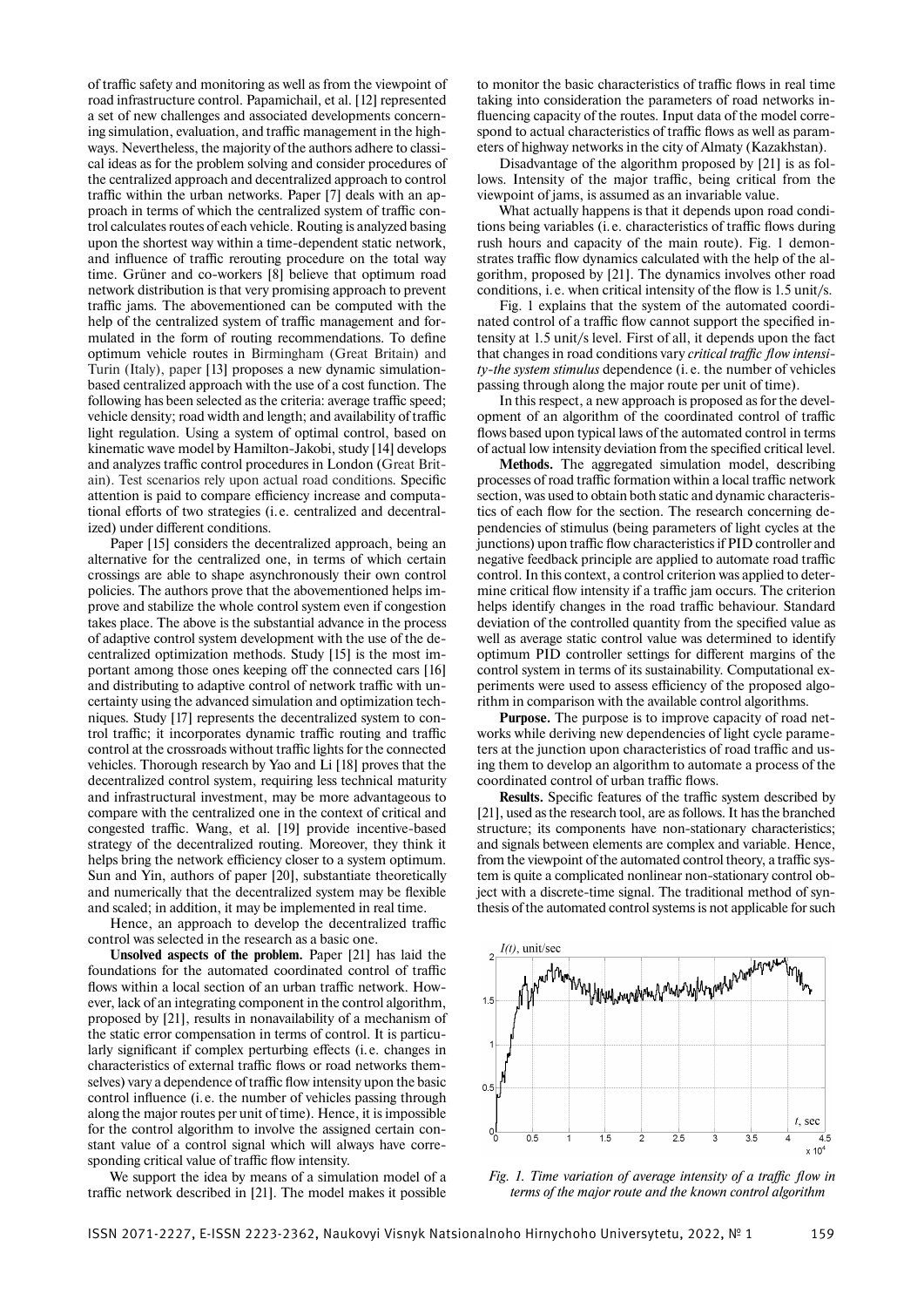of traffic safety and monitoring as well as from the viewpoint of road infrastructure control. Papamichail, et al. [12] represented a set of new challenges and associated developments concerning simulation, evaluation, and traffic management in the highways. Nevertheless, the majority of the authors adhere to classical ideas as for the problem solving and consider procedures of the centralized approach and decentralized approach to control traffic within the urban networks. Paper [7] deals with an approach in terms of which the centralized system of traffic control calculates routes of each vehicle. Routing is analyzed basing upon the shortest way within a time-dependent static network, and influence of traffic rerouting procedure on the total way time. Grüner and co-workers [8] believe that optimum road network distribution is that very promising approach to prevent traffic jams. The abovementioned can be computed with the help of the centralized system of traffic management and formulated in the form of routing recommendations. To define optimum vehicle routes in Birmingham (Great Britain) and Turin (Italy), paper [13] proposes a new dynamic simulation-based centralized approach with the use of a cost function. The following has been selected as the criteria: average traffic speed; vehicle density; road width and length; and availability of traffic light regulation. Using a system of optimal control, based on kinematic wave model by Hamilton-Jakobi, study [14] develops and analyzes traffic control procedures in London (Great Britain). Test scenarios rely upon actual road conditions. Specific attention is paid to compare efficiency increase and computational efforts of two strategies (i.e. centralized and decentralized) under different conditions.

Paper [15] considers the decentralized approach, being an alternative for the centralized one, in terms of which certain crossings are able to shape asynchronously their own control policies. The authors prove that the abovementioned helps improve and stabilize the whole control system even if congestion takes place. The above is the substantial advance in the process of adaptive control system development with the use of the decentralized optimization methods. Study [15] is the most important among those ones keeping off the connected cars [16] and distributing to adaptive control of network traffic with uncertainty using the advanced simulation and optimization techniques. Study [17] represents the decentralized system to control traffic; it incorporates dynamic traffic routing and traffic control at the crossroads without traffic lights for the connected vehicles. Thorough research by Yao and Li [18] proves that the decentralized control system, requiring less technical maturity and infrastructural investment, may be more advantageous to compare with the centralized one in the context of critical and congested traffic. Wang, et al. [19] provide incentive-based strategy of the decentralized routing. Moreover, they think it helps bring the network efficiency closer to a system optimum. Sun and Yin, authors of paper [20], substantiate theoretically and numerically that the decentralized system may be flexible and scaled; in addition, it may be implemented in real time.

Hence, an approach to develop the decentralized traffic control was selected in the research as a basic one.

**Unsolved aspects of the problem.** Paper [21] has laid the foundations for the automated coordinated control of traffic flows within a local section of an urban traffic network. However, lack of an integrating component in the control algorithm, proposed by [21], results in nonavailability of a mechanism of the static error compensation in terms of control. It is particularly significant if complex perturbing effects (i.e. changes in characteristics of external traffic flows or road networks themselves) vary a dependence of traffic flow intensity upon the basic control influence (i.e. the number of vehicles passing through along the major routes per unit of time). Hence, it is impossible for the control algorithm to involve the assigned certain constant value of a control signal which will always have corresponding critical value of traffic flow intensity.

We support the idea by means of a simulation model of a traffic network described in [21]. The model makes it possible to monitor the basic characteristics of traffic flows in real time taking into consideration the parameters of road networks influencing capacity of the routes. Input data of the model correspond to actual characteristics of traffic flows as well as parameters of highway networks in the city of Almaty (Kazakhstan).

Disadvantage of the algorithm proposed by [21] is as follows. Intensity of the major traffic, being critical from the viewpoint of jams, is assumed as an invariable value.

What actually happens is that it depends upon road conditions being variables (i.e. characteristics of traffic flows during rush hours and capacity of the main route). Fig. 1 demonstrates traffic flow dynamics calculated with the help of the algorithm, proposed by [21]. The dynamics involves other road conditions, i.e. when critical intensity of the flow is 1.5 unit/s.

Fig. 1 explains that the system of the automated coordinated control of a traffic flow cannot support the specified intensity at 1.5 unit/s level. First of all, it depends upon the fact that changes in road conditions vary *critical traffic flow intensity-the system stimulus* dependence (i.e. the number of vehicles passing through along the major route per unit of time).

In this respect, a new approach is proposed as for the development of an algorithm of the coordinated control of traffic flows based upon typical laws of the automated control in terms of actual low intensity deviation from the specified critical level.

**Methods.** The aggregated simulation model, describing processes of road traffic formation within a local traffic network section, was used to obtain both static and dynamic characteristics of each flow for the section. The research concerning dependencies of stimulus (being parameters of light cycles at the junctions) upon traffic flow characteristics if PID controller and negative feedback principle are applied to automate road traffic control. In this context, a control criterion was applied to determine critical flow intensity if a traffic jam occurs. The criterion helps identify changes in the road traffic behaviour. Standard deviation of the controlled quantity from the specified value as well as average static control value was determined to identify optimum PID controller settings for different margins of the control system in terms of its sustainability. Computational experiments were used to assess efficiency of the proposed algorithm in comparison with the available control algorithms.

**Purpose.** The purpose is to improve capacity of road networks while deriving new dependencies of light cycle parameters at the junction upon characteristics of road traffic and using them to develop an algorithm to automate a process of the coordinated control of urban traffic flows.

**Results.** Specific features of the traffic system described by [21], used as the research tool, are as follows. It has the branched structure; its components have non-stationary characteristics; and signals between elements are complex and variable. Hence, from the viewpoint of the automated control theory, a traffic system is quite a complicated nonlinear non-stationary control object with a discrete-time signal. The traditional method of synthesis of the automated control systems is not applicable for such

*Fig. 1. Time variation of average intensity of a traffic flow in terms of the major route and the known control algorithm*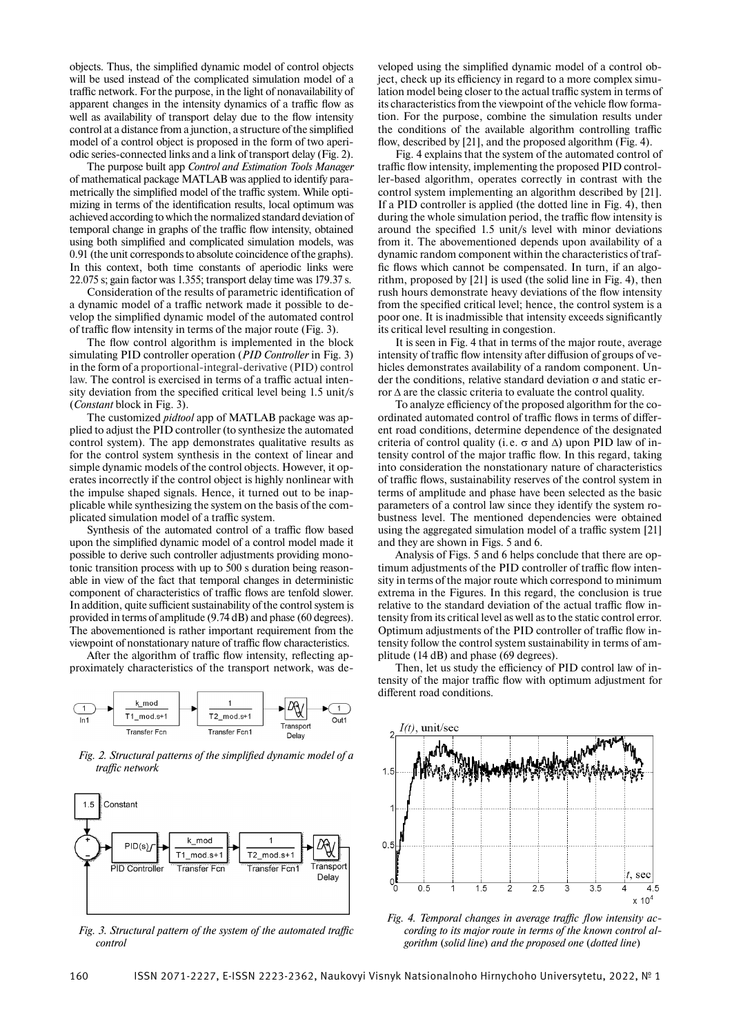objects. Thus, the simplified dynamic model of control objects will be used instead of the complicated simulation model of a traffic network. For the purpose, in the light of nonavailability of apparent changes in the intensity dynamics of a traffic flow as well as availability of transport delay due to the flow intensity control at a distance from a junction, a structure of the simplified model of a control object is proposed in the form of two aperiodic series-connected links and a link of transport delay (Fig. 2).

The purpose built app *Control and Estimation Tools Manager* of mathematical package MATLAB was applied to identify parametrically the simplified model of the traffic system. While optimizing in terms of the identification results, local optimum was achieved according to which the normalized standard deviation of temporal change in graphs of the traffic flow intensity, obtained using both simplified and complicated simulation models, was 0.91 (the unit corresponds to absolute coincidence of the graphs). In this context, both time constants of aperiodic links were 22.075 s; gain factor was 1.355; transport delay time was 179.37 s.

Consideration of the results of parametric identification of a dynamic model of a traffic network made it possible to develop the simplified dynamic model of the automated control of traffic flow intensity in terms of the major route (Fig. 3).

The flow control algorithm is implemented in the block simulating PID controller operation (*PID Controller* in Fig. 3) in the form of a proportional-integral-derivative (PID) control law. The control is exercised in terms of a traffic actual intensity deviation from the specified critical level being 1.5 unit/s (*Constant* block in Fig. 3).

The customized *pidtool* app of MATLAB package was applied to adjust the PID controller (to synthesize the automated control system). The app demonstrates qualitative results as for the control system synthesis in the context of linear and simple dynamic models of the control objects. However, it operates incorrectly if the control object is highly nonlinear with the impulse shaped signals. Hence, it turned out to be inapplicable while synthesizing the system on the basis of the complicated simulation model of a traffic system.

Synthesis of the automated control of a traffic flow based upon the simplified dynamic model of a control model made it possible to derive such controller adjustments providing monotonic transition process with up to 500 s duration being reasonable in view of the fact that temporal changes in deterministic component of characteristics of traffic flows are tenfold slower. In addition, quite sufficient sustainability of the control system is provided in terms of amplitude (9.74 dB) and phase (60 degrees). The abovementioned is rather important requirement from the viewpoint of nonstationary nature of traffic flow characteristics.

After the algorithm of traffic flow intensity, reflecting approximately characteristics of the transport network, was developed using the simplified dynamic model of a control object, check up its efficiency in regard to a more complex simulation model being closer to the actual traffic system in terms of its characteristics from the viewpoint of the vehicle flow formation. For the purpose, combine the simulation results under the conditions of the available algorithm controlling traffic flow, described by [21], and the proposed algorithm (Fig. 4).

*Fig. 2. Structural patterns of the simplified dynamic model of a traffic network*

*Fig. 3. Structural pattern of the system of the automated traffic control*

Fig. 4 explains that the system of the automated control of traffic flow intensity, implementing the proposed PID controller-based algorithm, operates correctly in contrast with the control system implementing an algorithm described by [21]. If a PID controller is applied (the dotted line in Fig. 4), then during the whole simulation period, the traffic flow intensity is around the specified 1.5 unit/s level with minor deviations from it. The abovementioned depends upon availability of a dynamic random component within the characteristics of traffic flows which cannot be compensated. In turn, if an algorithm, proposed by [21] is used (the solid line in Fig. 4), then rush hours demonstrate heavy deviations of the flow intensity from the specified critical level; hence, the control system is a poor one. It is inadmissible that intensity exceeds significantly its critical level resulting in congestion.

It is seen in Fig. 4 that in terms of the major route, average intensity of traffic flow intensity after diffusion of groups of vehicles demonstrates availability of a random component. Under the conditions, relative standard deviation $\sigma$ and static error $\Delta$ are the classic criteria to evaluate the control quality.

To analyze efficiency of the proposed algorithm for the coordinated automated control of traffic flows in terms of different road conditions, determine dependence of the designated criteria of control quality (i.e. $\sigma$ and $\Delta$) upon PID law of intensity control of the major traffic flow. In this regard, taking into consideration the nonstationary nature of characteristics of traffic flows, sustainability reserves of the control system in terms of amplitude and phase have been selected as the basic parameters of a control law since they identify the system robustness level. The mentioned dependencies were obtained using the aggregated simulation model of a traffic system [21] and they are shown in Figs. 5 and 6.

Analysis of Figs. 5 and 6 helps conclude that there are optimum adjustments of the PID controller of traffic flow intensity in terms of the major route which correspond to minimum extrema in the Figures. In this regard, the conclusion is true relative to the standard deviation of the actual traffic flow intensity from its critical level as well as to the static control error. Optimum adjustments of the PID controller of traffic flow intensity follow the control system sustainability in terms of amplitude (14 dB) and phase (69 degrees).

Then, let us study the efficiency of PID control law of intensity of the major traffic flow with optimum adjustment for different road conditions.

*Fig. 4. Temporal changes in average traffic flow intensity according to its major route in terms of the known control algorithm (solid line) and the proposed one (dotted line)*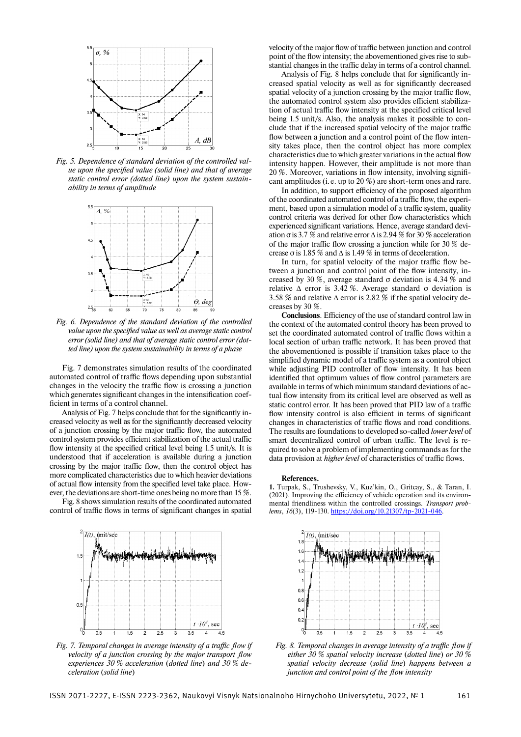Fig. 5. Dependence of standard deviation of the controlled value upon the specified value (solid line) and that of average static control error (dotted line) upon the system sustainability in terms of amplitude

Fig. 6. Dependence of the standard deviation of the controlled value upon the specified value as well as average static control error (solid line) and that of average static control error (dotted line) upon the system sustainability in terms of a phase

Fig. 7 demonstrates simulation results of the coordinated automated control of traffic flows depending upon substantial changes in the velocity the traffic flow is crossing a junction which generates significant changes in the intensification coefficient in terms of a control channel.

Analysis of Fig. 7 helps conclude that for the significantly increased velocity as well as for the significantly decreased velocity of a junction crossing by the major traffic flow, the automated control system provides efficient stabilization of the actual traffic flow intensity at the specified critical level being 1.5 unit/s. It is understood that if acceleration is available during a junction crossing by the major traffic flow, then the control object has more complicated characteristics due to which heavier deviations of actual flow intensity from the specified level take place. However, the deviations are short-time ones being no more than 15 %.

Fig. 8 shows simulation results of the coordinated automated control of traffic flows in terms of significant changes in spatial velocity of the major flow of traffic between junction and control point of the flow intensity; the abovementioned gives rise to substantial changes in the traffic delay in terms of a control channel.

Analysis of Fig. 8 helps conclude that for significantly increased spatial velocity as well as for significantly decreased spatial velocity of a junction crossing by the major traffic flow, the automated control system also provides efficient stabilization of actual traffic flow intensity at the specified critical level being 1.5 unit/s. Also, the analysis makes it possible to conclude that if the increased spatial velocity of the major traffic flow between a junction and a control point of the flow intensity takes place, then the control object has more complex characteristics due to which greater variations in the actual flow intensity happen. However, their amplitude is not more than 20 %. Moreover, variations in flow intensity, involving significant amplitudes (i. e. up to 20 %) are short-term ones and rare.

In addition, to support efficiency of the proposed algorithm of the coordinated automated control of a traffic flow, the experiment, based upon a simulation model of a traffic system, quality control criteria was derived for other flow characteristics which experienced significant variations. Hence, average standard deviation $\sigma$ is 3.7 % and relative error $\Delta$ is 2.94 % for 30 % acceleration of the major traffic flow crossing a junction while for 30 % decrease $\sigma$ is 1.85 % and $\Delta$ is 1.49 % in terms of deceleration.

In turn, for spatial velocity of the major traffic flow between a junction and control point of the flow intensity, increased by 30 %, average standard $\sigma$ deviation is 4.34 % and relative $\Delta$ error is 3.42 %. Average standard $\sigma$ deviation is 3.58 % and relative $\Delta$ error is 2.82 % if the spatial velocity decreases by 30 %.

**Conclusions**. Efficiency of the use of standard control law in the context of the automated control theory has been proved to set the coordinated automated control of traffic flows within a local section of urban traffic network. It has been proved that the abovementioned is possible if transition takes place to the simplified dynamic model of a traffic system as a control object while adjusting PID controller of flow intensity. It has been identified that optimum values of flow control parameters are available in terms of which minimum standard deviations of actual flow intensity from its critical level are observed as well as static control error. It has been proved that PID law of a traffic flow intensity control is also efficient in terms of significant changes in characteristics of traffic flows and road conditions. The results are foundations to developed so-called *lower level* of smart decentralized control of urban traffic. The level is required to solve a problem of implementing commands as for the data provision at *higher level* of characteristics of traffic flows.

Fig. 7. Temporal changes in average intensity of a traffic flow if velocity of a junction crossing by the major transport flow experiences 30 % acceleration (dotted line) and 30 % deceleration (solid line)

Fig. 8. Temporal changes in average intensity of a traffic flow if either 30 % spatial velocity increase (dotted line) or 30 % spatial velocity decrease (solid line) happens between a junction and control point of the flow intensity

## References.

**1.** Turpak, S., Trushevsky, V., Kuz'kin, O., Gritcay, S., & Taran, I. (2021). Improving the efficiency of vehicle operation and its environmental friendliness within the controlled crossings. *Transport problems*, *16*(3), 119-130. https://doi.org/10.21307/tp-2021-046.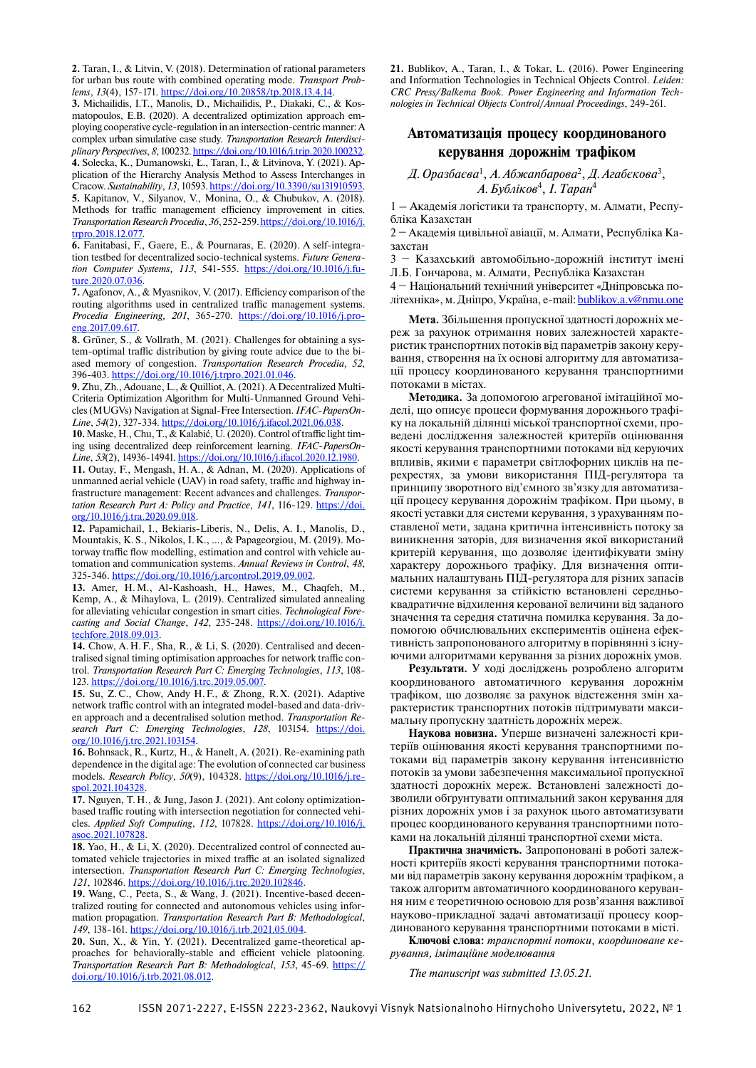**2.** Taran, I., & Litvin, V. (2018). Determination of rational parameters for urban bus route with combined operating mode. *Transport Problems*, *13*(4), 157-171. https://doi.org/10.20858/tp.2018.13.4.14.

**3.** Michailidis, I.T., Manolis, D., Michailidis, P., Diakaki, C., & Kosmatopoulos, E.B. (2020). A decentralized optimization approach employing cooperative cycle-regulation in an intersection-centric manner: A complex urban simulative case study. *Transportation Research Interdisciplinary Perspectives*, *8*, 100232. https://doi.org/10.1016/j.trip.2020.100232.

**4.** Solecka, K., Dumanowski, Ł., Taran, I., & Litvinova, Y. (2021). Application of the Hierarchy Analysis Method to Assess Interchanges in Cracow. *Sustainability*, *13*, 10593. https://doi.org/10.3390/su131910593.

**5.** Kapitanov, V., Silyanov, V., Monina, O., & Chubukov, A. (2018). Methods for traffic management efficiency improvement in cities. *Transportation Research Procedia*, *36*, 252-259. https://doi.org/10.1016/j.trpro.2018.12.077.

**6.** Fanitabasi, F., Gaere, E., & Pournaras, E. (2020). A self-integration testbed for decentralized socio-technical systems. *Future Generation Computer Systems, 113*, 541-555. https://doi.org/10.1016/j.future.2020.07.036.

**7.** Agafonov, A., & Myasnikov, V. (2017). Efficiency comparison of the routing algorithms used in centralized traffic management systems. *Procedia Engineering, 201*, 365-270. https://doi.org/10.1016/j.proeng.2017.09.617.

**8.** Grüner, S., & Vollrath, M. (2021). Challenges for obtaining a system-optimal traffic distribution by giving route advice due to the biased memory of congestion. *Transportation Research Procedia, 52*, 396-403. https://doi.org/10.1016/j.trpro.2021.01.046.

**9.** Zhu, Zh., Adouane, L., & Quilliot, A. (2021). A Decentralized Multi-Criteria Optimization Algorithm for Multi-Unmanned Ground Vehicles (MUGVs) Navigation at Signal-Free Intersection. *IFAC-PapersOnLine*, *54*(2), 327-334. https://doi.org/10.1016/j.ifacol.2021.06.038.

**10.** Maske, H., Chu, T., & Kalabić, U. (2020). Control of traffic light timing using decentralized deep reinforcement learning. *IFAC-PapersOnLine*, *53*(2), 14936-14941. https://doi.org/10.1016/j.ifacol.2020.12.1980.

**11.** Outay, F., Mengash, H.A., & Adnan, M. (2020). Applications of unmanned aerial vehicle (UAV) in road safety, traffic and highway infrastructure management: Recent advances and challenges. *Transportation Research Part A: Policy and Practice*, *141*, 116-129. https://doi.org/10.1016/j.tra.2020.09.018.

**12.** Papamichail, I., Bekiaris-Liberis, N., Delis, A. I., Manolis, D., Mountakis, K. S., Nikolos, I. K., ..., & Papageorgiou, M. (2019). Motorway traffic flow modelling, estimation and control with vehicle automation and communication systems. *Annual Reviews in Control*, *48*, 325-346. https://doi.org/10.1016/j.arcontrol.2019.09.002.

**13.** Amer, H.M., Al-Kashoash, H., Hawes, M., Chaqfeh, M., Kemp, A., & Mihaylova, L. (2019). Centralized simulated annealing for alleviating vehicular congestion in smart cities. *Technological Forecasting and Social Change*, *142*, 235-248. https://doi.org/10.1016/j.techfore.2018.09.013.

**14.** Chow, A. H. F., Sha, R., & Li, S. (2020). Centralised and decentralised signal timing optimisation approaches for network traffic control. *Transportation Research Part C: Emerging Technologies*, *113*, 108-123. https://doi.org/10.1016/j.trc.2019.05.007.

**15.** Su, Z.C., Chow, Andy H.F., & Zhong, R.X. (2021). Adaptive network traffic control with an integrated model-based and data-driven approach and a decentralised solution method. *Transportation Research Part C: Emerging Technologies*, *128*, 103154. https://doi.org/10.1016/j.trc.2021.103154.

**16.** Bohnsack, R., Kurtz, H., & Hanelt, A. (2021). Re-examining path dependence in the digital age: The evolution of connected car business models. *Research Policy*, *50*(9), 104328. https://doi.org/10.1016/j.respol.2021.104328.

**17.** Nguyen, T.H., & Jung, Jason J. (2021). Ant colony optimization-based traffic routing with intersection negotiation for connected vehicles. *Applied Soft Computing*, *112*, 107828. https://doi.org/10.1016/j.asoc.2021.107828.

**18.** Yao, H., & Li, X. (2020). Decentralized control of connected automated vehicle trajectories in mixed traffic at an isolated signalized intersection. *Transportation Research Part C: Emerging Technologies*, *121*, 102846. https://doi.org/10.1016/j.trc.2020.102846.

**19.** Wang, C., Peeta, S., & Wang, J. (2021). Incentive-based decentralized routing for connected and autonomous vehicles using information propagation. *Transportation Research Part B: Methodological*, *149*, 138-161. https://doi.org/10.1016/j.trb.2021.05.004.

**20.** Sun, X., & Yin, Y. (2021). Decentralized game-theoretical approaches for behaviorally-stable and efficient vehicle platooning. *Transportation Research Part B: Methodological*, *153*, 45-69. https://doi.org/10.1016/j.trb.2021.08.012.

**21.** Bublikov, A., Taran, I., & Tokar, L. (2016). Power Engineering and Information Technologies in Technical Objects Control. *Leiden: CRC Press/Balkema Book. Power Engineering and Information Technologies in Technical Objects Control/Annual Proceedings*, 249-261.

## Автоматизація процесу координованого керування дорожнім трафіком

*Д. Оразбаєва*[1], *А. Абжапбарова*[2], *Д. Агабєкова*[3], *А. Бубліков*[4], *І. Таран*[4]

1 – Академія логістики та транспорту, м. Алмати, Республіка Казахстан

2 – Академія цивільної авіації, м. Алмати, Республіка Казахстан

3 – Казахський автомобільно-дорожній інститут імені Л.Б. Гончарова, м. Алмати, Республіка Казахстан

4 – Національний технічний університет «Дніпровська політехніка», м. Дніпро, Україна, e-mail: bublikov.a.v@nmu.one

**Мета.** Збільшення пропускної здатності дорожніх мереж за рахунок отримання нових залежностей характеристик транспортних потоків від параметрів закону керування, створення на їх основі алгоритму для автоматизації процесу координованого керування транспортними потоками в містах.

**Методика.** За допомогою агрегованої імітаційної моделі, що описує процеси формування дорожнього трафіку на локальній ділянці міської транспортної схеми, проведені дослідження залежностей критеріїв оцінювання якості керування транспортними потоками від керуючих впливів, якими є параметри світлофорних циклів на перехрестях, за умови використання ПІД-регулятора та принципу зворотного від'ємного зв'язку для автоматизації процесу керування дорожнім трафіком. При цьому, в якості уставки для системи керування, з урахуванням поставленої мети, задана критична інтенсивність потоку за виникнення заторів, для визначення якої використаний критерій керування, що дозволяє ідентифікувати зміну характеру дорожнього трафіку. Для визначення оптимальних налаштувань ПІД-регулятора для різних запасів системи керування за стійкістю встановлені середньоквадратичне відхилення керованої величини від заданого значення та середня статична помилка керування. За допомогою обчислювальних експериментів оцінена ефективність запропонованого алгоритму в порівнянні з існуючими алгоритмами керування за різних дорожніх умов.

**Результати.** У ході досліджень розроблено алгоритм координованого автоматичного керування дорожнім трафіком, що дозволяє за рахунок відстеження змін характеристик транспортних потоків підтримувати максимальну пропускну здатність дорожніх мереж.

**Наукова новизна.** Уперше визначені залежності критеріїв оцінювання якості керування транспортними потоками від параметрів закону керування інтенсивністю потоків за умови забезпечення максимальної пропускної здатності дорожніх мереж. Встановлені залежності дозволили обґрунтувати оптимальний закон керування для різних дорожніх умов і за рахунок цього автоматизувати процес координованого керування транспортними потоками на локальній ділянці транспортної схеми міста.

**Практична значимість.** Запропоновані в роботі залежності критеріїв якості керування транспортними потоками від параметрів закону керування дорожнім трафіком, а також алгоритм автоматичного координованого керування ним є теоретичною основою для розв'язання важливої науково-прикладної задачі автоматизації процесу координованого керування транспортними потоками в місті.

**Ключові слова:** *транспортні потоки, координоване керування, імітаційне моделювання*

*The manuscript was submitted 13.05.21.*